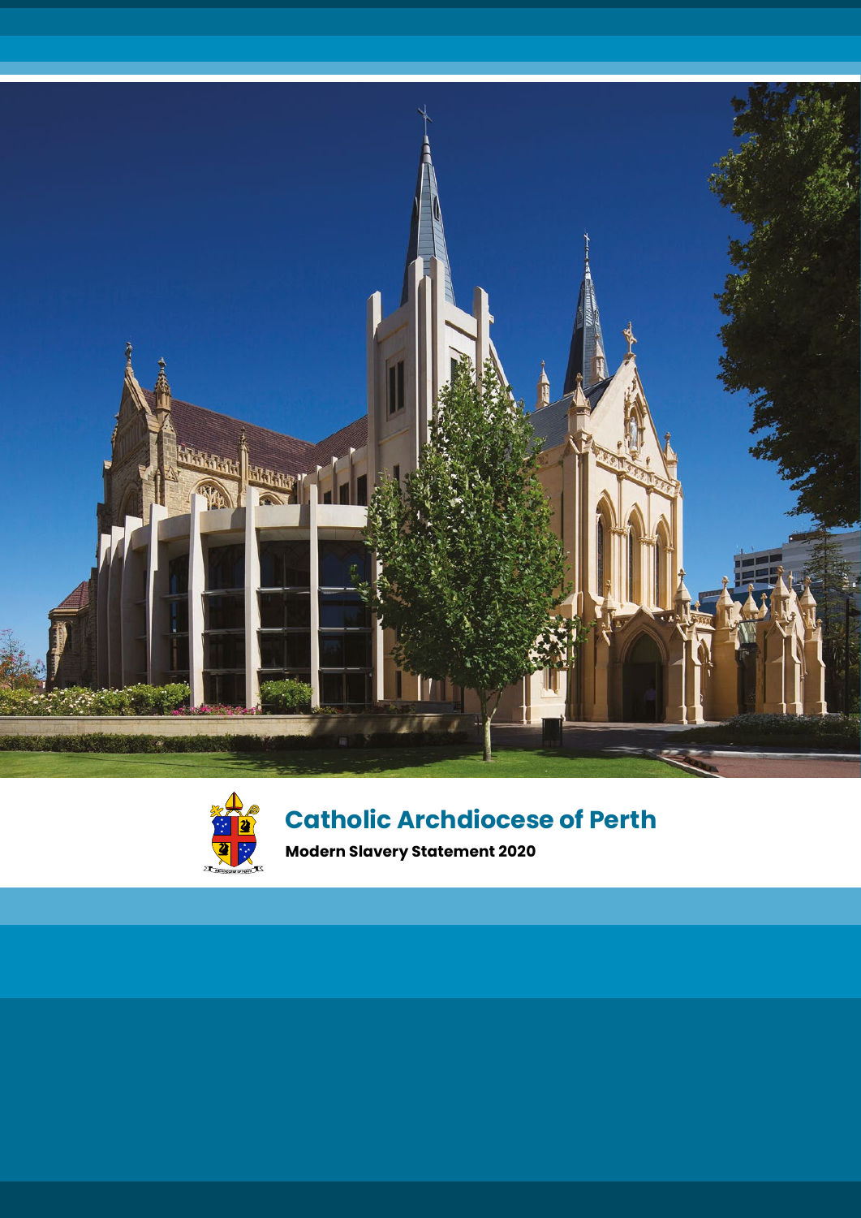# Catholic Archdiocese of Perth

**Modern Slavery Statement 2020**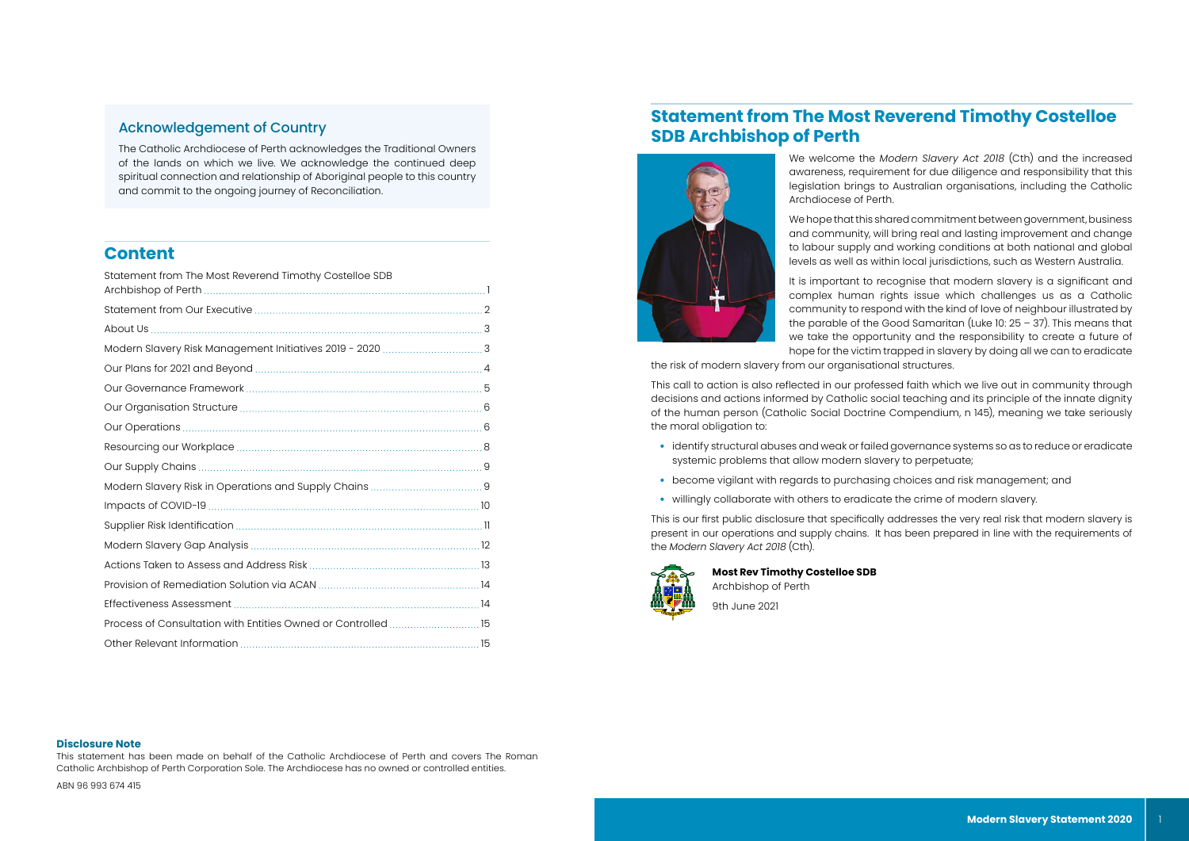## Acknowledgement of Country

The Catholic Archdiocese of Perth acknowledges the Traditional Owners of the lands on which we live. We acknowledge the continued deep spiritual connection and relationship of Aboriginal people to this country and commit to the ongoing journey of Reconciliation.

## Content

| | |
|---|---|
| Statement from The Most Reverend Timothy Costelloe SDB Archbishop of Perth | 1 |
| Statement from Our Executive | 2 |
| About Us | 3 |
| Modern Slavery Risk Management Initiatives 2019 - 2020 | 3 |
| Our Plans for 2021 and Beyond | 4 |
| Our Governance Framework | 5 |
| Our Organisation Structure | 6 |
| Our Operations | 6 |
| Resourcing our Workplace | 8 |
| Our Supply Chains | 9 |
| Modern Slavery Risk in Operations and Supply Chains | 9 |
| Impacts of COVID-19 | 10 |
| Supplier Risk Identification | 11 |
| Modern Slavery Gap Analysis | 12 |
| Actions Taken to Assess and Address Risk | 13 |
| Provision of Remediation Solution via ACAN | 14 |
| Effectiveness Assessment | 14 |
| Process of Consultation with Entities Owned or Controlled | 15 |
| Other Relevant Information | 15 |

**Disclosure Note**

This statement has been made on behalf of the Catholic Archdiocese of Perth and covers The Roman Catholic Archbishop of Perth Corporation Sole. The Archdiocese has no owned or controlled entities.

ABN 96 993 674 415

## Statement from The Most Reverend Timothy Costelloe SDB Archbishop of Perth

We welcome the *Modern Slavery Act 2018* (Cth) and the increased awareness, requirement for due diligence and responsibility that this legislation brings to Australian organisations, including the Catholic Archdiocese of Perth.

We hope that this shared commitment between government, business and community, will bring real and lasting improvement and change to labour supply and working conditions at both national and global levels as well as within local jurisdictions, such as Western Australia.

It is important to recognise that modern slavery is a significant and complex human rights issue which challenges us as a Catholic community to respond with the kind of love of neighbour illustrated by the parable of the Good Samaritan (Luke 10: 25 – 37). This means that we take the opportunity and the responsibility to create a future of hope for the victim trapped in slavery by doing all we can to eradicate the risk of modern slavery from our organisational structures.

This call to action is also reflected in our professed faith which we live out in community through decisions and actions informed by Catholic social teaching and its principle of the innate dignity of the human person (Catholic Social Doctrine Compendium, n 145), meaning we take seriously the moral obligation to:

- identify structural abuses and weak or failed governance systems so as to reduce or eradicate systemic problems that allow modern slavery to perpetuate;
- become vigilant with regards to purchasing choices and risk management; and
- willingly collaborate with others to eradicate the crime of modern slavery.

This is our first public disclosure that specifically addresses the very real risk that modern slavery is present in our operations and supply chains. It has been prepared in line with the requirements of the *Modern Slavery Act 2018* (Cth).

**Most Rev Timothy Costelloe SDB**
Archbishop of Perth

9th June 2021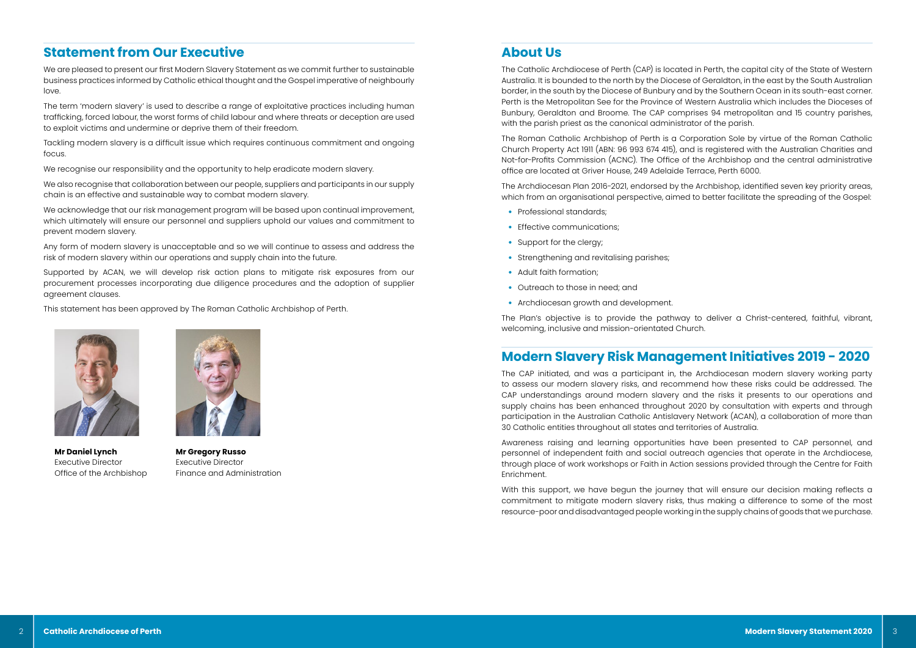## Statement from Our Executive

We are pleased to present our first Modern Slavery Statement as we commit further to sustainable business practices informed by Catholic ethical thought and the Gospel imperative of neighbourly love.

The term 'modern slavery' is used to describe a range of exploitative practices including human trafficking, forced labour, the worst forms of child labour and where threats or deception are used to exploit victims and undermine or deprive them of their freedom.

Tackling modern slavery is a difficult issue which requires continuous commitment and ongoing focus.

We recognise our responsibility and the opportunity to help eradicate modern slavery.

We also recognise that collaboration between our people, suppliers and participants in our supply chain is an effective and sustainable way to combat modern slavery.

We acknowledge that our risk management program will be based upon continual improvement, which ultimately will ensure our personnel and suppliers uphold our values and commitment to prevent modern slavery.

Any form of modern slavery is unacceptable and so we will continue to assess and address the risk of modern slavery within our operations and supply chain into the future.

Supported by ACAN, we will develop risk action plans to mitigate risk exposures from our procurement processes incorporating due diligence procedures and the adoption of supplier agreement clauses.

This statement has been approved by The Roman Catholic Archbishop of Perth.

**Mr Daniel Lynch**
Executive Director
Office of the Archbishop

**Mr Gregory Russo**
Executive Director
Finance and Administration

## About Us

The Catholic Archdiocese of Perth (CAP) is located in Perth, the capital city of the State of Western Australia. It is bounded to the north by the Diocese of Geraldton, in the east by the South Australian border, in the south by the Diocese of Bunbury and by the Southern Ocean in its south-east corner. Perth is the Metropolitan See for the Province of Western Australia which includes the Dioceses of Bunbury, Geraldton and Broome. The CAP comprises 94 metropolitan and 15 country parishes, with the parish priest as the canonical administrator of the parish.

The Roman Catholic Archbishop of Perth is a Corporation Sole by virtue of the Roman Catholic Church Property Act 1911 (ABN: 96 993 674 415), and is registered with the Australian Charities and Not-for-Profits Commission (ACNC). The Office of the Archbishop and the central administrative office are located at Griver House, 249 Adelaide Terrace, Perth 6000.

The Archdiocesan Plan 2016-2021, endorsed by the Archbishop, identified seven key priority areas, which from an organisational perspective, aimed to better facilitate the spreading of the Gospel:

- Professional standards;
- Effective communications;
- Support for the clergy;
- Strengthening and revitalising parishes;
- Adult faith formation;
- Outreach to those in need; and
- Archdiocesan growth and development.

The Plan's objective is to provide the pathway to deliver a Christ-centered, faithful, vibrant, welcoming, inclusive and mission-orientated Church.

## Modern Slavery Risk Management Initiatives 2019 - 2020

The CAP initiated, and was a participant in, the Archdiocesan modern slavery working party to assess our modern slavery risks, and recommend how these risks could be addressed. The CAP understandings around modern slavery and the risks it presents to our operations and supply chains has been enhanced throughout 2020 by consultation with experts and through participation in the Australian Catholic Antislavery Network (ACAN), a collaboration of more than 30 Catholic entities throughout all states and territories of Australia.

Awareness raising and learning opportunities have been presented to CAP personnel, and personnel of independent faith and social outreach agencies that operate in the Archdiocese, through place of work workshops or Faith in Action sessions provided through the Centre for Faith Enrichment.

With this support, we have begun the journey that will ensure our decision making reflects a commitment to mitigate modern slavery risks, thus making a difference to some of the most resource-poor and disadvantaged people working in the supply chains of goods that we purchase.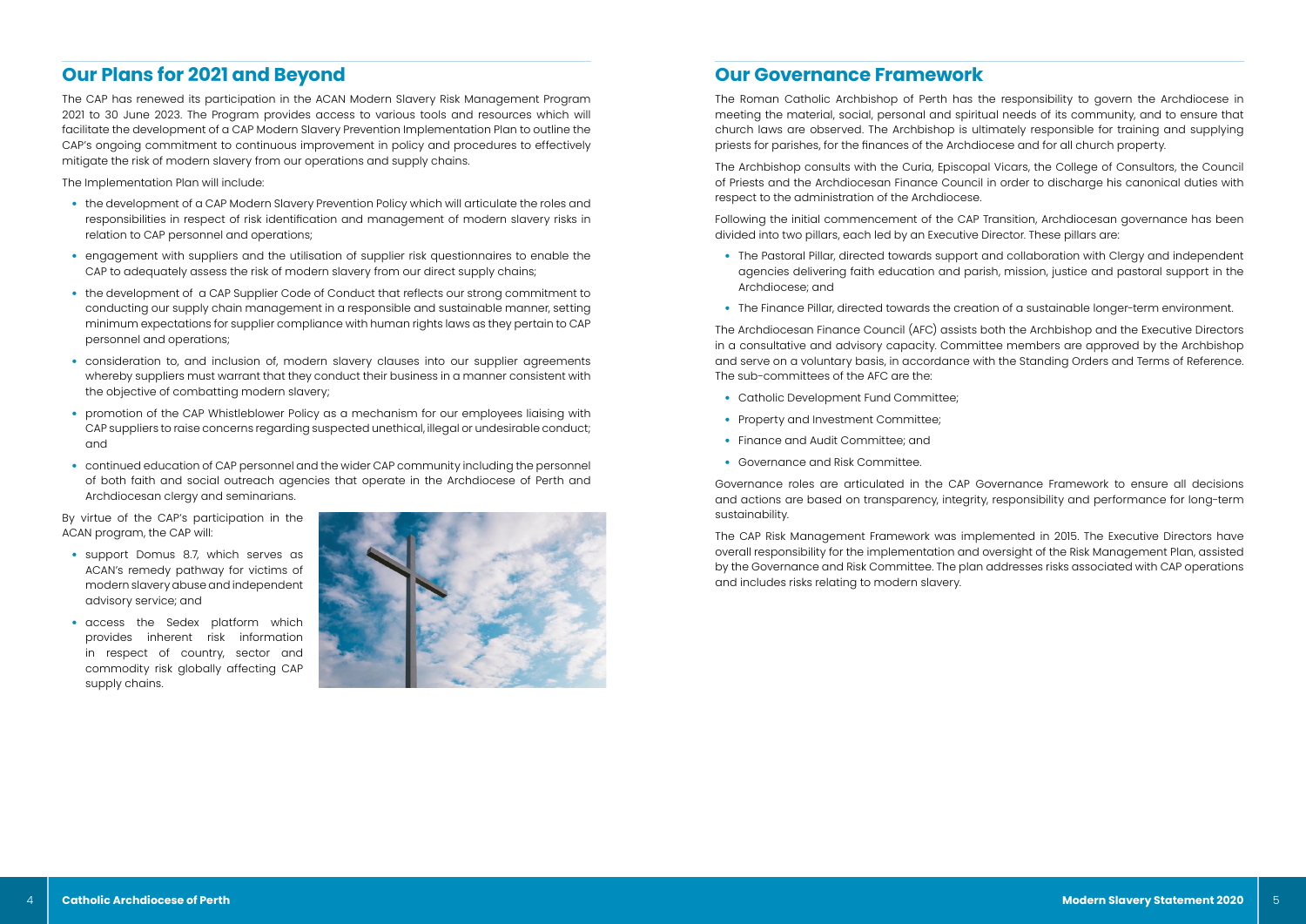## Our Plans for 2021 and Beyond

The CAP has renewed its participation in the ACAN Modern Slavery Risk Management Program 2021 to 30 June 2023. The Program provides access to various tools and resources which will facilitate the development of a CAP Modern Slavery Prevention Implementation Plan to outline the CAP's ongoing commitment to continuous improvement in policy and procedures to effectively mitigate the risk of modern slavery from our operations and supply chains.

The Implementation Plan will include:

- the development of a CAP Modern Slavery Prevention Policy which will articulate the roles and responsibilities in respect of risk identification and management of modern slavery risks in relation to CAP personnel and operations;
- engagement with suppliers and the utilisation of supplier risk questionnaires to enable the CAP to adequately assess the risk of modern slavery from our direct supply chains;
- the development of a CAP Supplier Code of Conduct that reflects our strong commitment to conducting our supply chain management in a responsible and sustainable manner, setting minimum expectations for supplier compliance with human rights laws as they pertain to CAP personnel and operations;
- consideration to, and inclusion of, modern slavery clauses into our supplier agreements whereby suppliers must warrant that they conduct their business in a manner consistent with the objective of combatting modern slavery;
- promotion of the CAP Whistleblower Policy as a mechanism for our employees liaising with CAP suppliers to raise concerns regarding suspected unethical, illegal or undesirable conduct; and
- continued education of CAP personnel and the wider CAP community including the personnel of both faith and social outreach agencies that operate in the Archdiocese of Perth and Archdiocesan clergy and seminarians.

By virtue of the CAP's participation in the ACAN program, the CAP will:

- support Domus 8.7, which serves as ACAN's remedy pathway for victims of modern slavery abuse and independent advisory service; and
- access the Sedex platform which provides inherent risk information in respect of country, sector and commodity risk globally affecting CAP supply chains.

## Our Governance Framework

The Roman Catholic Archbishop of Perth has the responsibility to govern the Archdiocese in meeting the material, social, personal and spiritual needs of its community, and to ensure that church laws are observed. The Archbishop is ultimately responsible for training and supplying priests for parishes, for the finances of the Archdiocese and for all church property.

The Archbishop consults with the Curia, Episcopal Vicars, the College of Consultors, the Council of Priests and the Archdiocesan Finance Council in order to discharge his canonical duties with respect to the administration of the Archdiocese.

Following the initial commencement of the CAP Transition, Archdiocesan governance has been divided into two pillars, each led by an Executive Director. These pillars are:

- The Pastoral Pillar, directed towards support and collaboration with Clergy and independent agencies delivering faith education and parish, mission, justice and pastoral support in the Archdiocese; and
- The Finance Pillar, directed towards the creation of a sustainable longer-term environment.

The Archdiocesan Finance Council (AFC) assists both the Archbishop and the Executive Directors in a consultative and advisory capacity. Committee members are approved by the Archbishop and serve on a voluntary basis, in accordance with the Standing Orders and Terms of Reference. The sub-committees of the AFC are the:

- Catholic Development Fund Committee;
- Property and Investment Committee;
- Finance and Audit Committee; and
- Governance and Risk Committee.

Governance roles are articulated in the CAP Governance Framework to ensure all decisions and actions are based on transparency, integrity, responsibility and performance for long-term sustainability.

The CAP Risk Management Framework was implemented in 2015. The Executive Directors have overall responsibility for the implementation and oversight of the Risk Management Plan, assisted by the Governance and Risk Committee. The plan addresses risks associated with CAP operations and includes risks relating to modern slavery.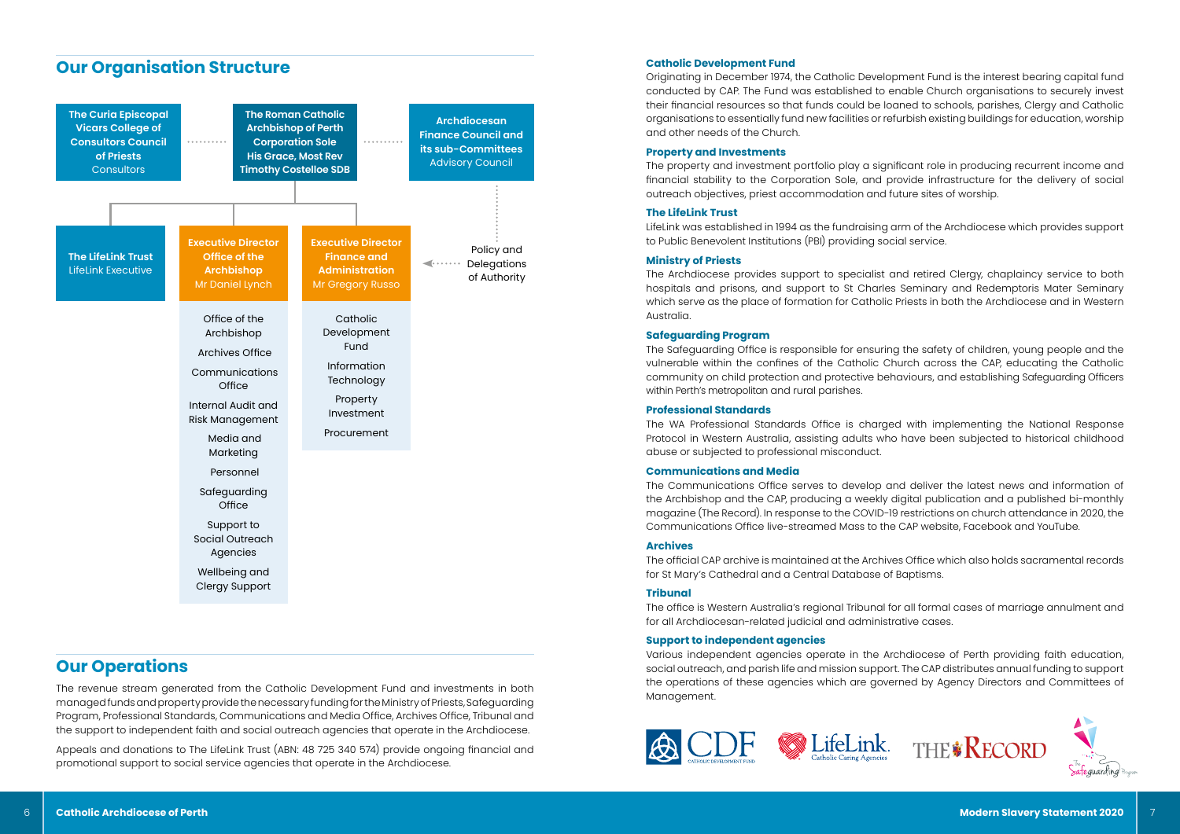## Our Organisation Structure

**The Curia Episcopal Vicars College of Consultors Council of Priests**
Consultors

**The Roman Catholic Archbishop of Perth Corporation Sole**
**His Grace, Most Rev Timothy Costelloe SDB**

**Archdiocesan Finance Council and its sub-Committees**
Advisory Council

**The LifeLink Trust**
LifeLink Executive

**Executive Director Office of the Archbishop**
Mr Daniel Lynch

- Office of the Archbishop
- Archives Office
- Communications Office
- Internal Audit and Risk Management
- Media and Marketing
- Personnel
- Safeguarding Office
- Support to Social Outreach Agencies
- Wellbeing and Clergy Support

**Executive Director Finance and Administration**
Mr Gregory Russo

- Catholic Development Fund
- Information Technology
- Property Investment
- Procurement

Policy and Delegations of Authority

## Our Operations

The revenue stream generated from the Catholic Development Fund and investments in both managed funds and property provide the necessary funding for the Ministry of Priests, Safeguarding Program, Professional Standards, Communications and Media Office, Archives Office, Tribunal and the support to independent faith and social outreach agencies that operate in the Archdiocese.

Appeals and donations to The LifeLink Trust (ABN: 48 725 340 574) provide ongoing financial and promotional support to social service agencies that operate in the Archdiocese.

### Catholic Development Fund

Originating in December 1974, the Catholic Development Fund is the interest bearing capital fund conducted by CAP. The Fund was established to enable Church organisations to securely invest their financial resources so that funds could be loaned to schools, parishes, Clergy and Catholic organisations to essentially fund new facilities or refurbish existing buildings for education, worship and other needs of the Church.

### Property and Investments

The property and investment portfolio play a significant role in producing recurrent income and financial stability to the Corporation Sole, and provide infrastructure for the delivery of social outreach objectives, priest accommodation and future sites of worship.

### The LifeLink Trust

LifeLink was established in 1994 as the fundraising arm of the Archdiocese which provides support to Public Benevolent Institutions (PBI) providing social service.

### Ministry of Priests

The Archdiocese provides support to specialist and retired Clergy, chaplaincy service to both hospitals and prisons, and support to St Charles Seminary and Redemptoris Mater Seminary which serve as the place of formation for Catholic Priests in both the Archdiocese and in Western Australia.

### Safeguarding Program

The Safeguarding Office is responsible for ensuring the safety of children, young people and the vulnerable within the confines of the Catholic Church across the CAP, educating the Catholic community on child protection and protective behaviours, and establishing Safeguarding Officers within Perth's metropolitan and rural parishes.

### Professional Standards

The WA Professional Standards Office is charged with implementing the National Response Protocol in Western Australia, assisting adults who have been subjected to historical childhood abuse or subjected to professional misconduct.

### Communications and Media

The Communications Office serves to develop and deliver the latest news and information of the Archbishop and the CAP, producing a weekly digital publication and a published bi-monthly magazine (The Record). In response to the COVID-19 restrictions on church attendance in 2020, the Communications Office live-streamed Mass to the CAP website, Facebook and YouTube.

### Archives

The official CAP archive is maintained at the Archives Office which also holds sacramental records for St Mary's Cathedral and a Central Database of Baptisms.

### Tribunal

The office is Western Australia's regional Tribunal for all formal cases of marriage annulment and for all Archdiocesan-related judicial and administrative cases.

### Support to independent agencies

Various independent agencies operate in the Archdiocese of Perth providing faith education, social outreach, and parish life and mission support. The CAP distributes annual funding to support the operations of these agencies which are governed by Agency Directors and Committees of Management.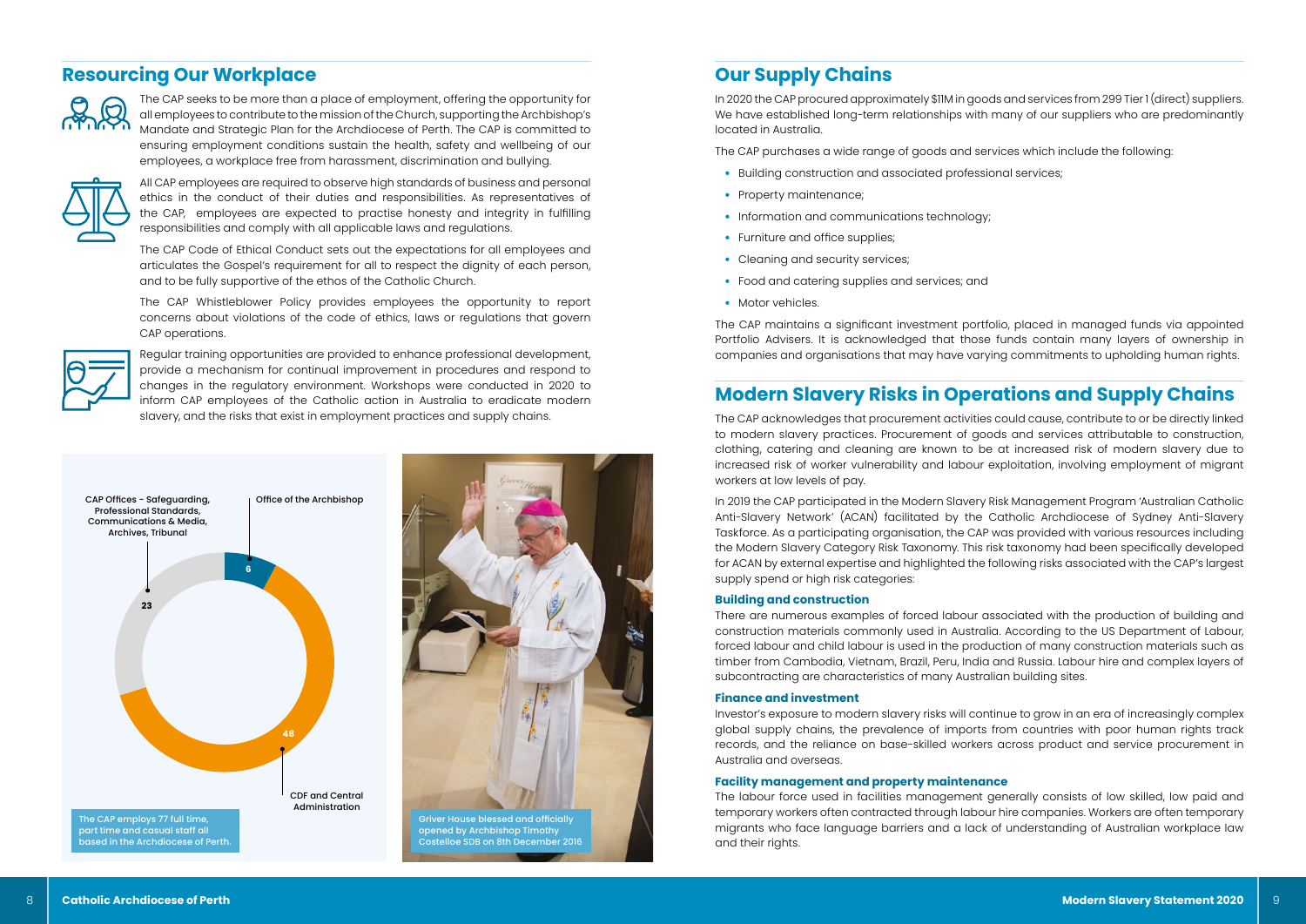## Resourcing Our Workplace

The CAP seeks to be more than a place of employment, offering the opportunity for all employees to contribute to the mission of the Church, supporting the Archbishop's Mandate and Strategic Plan for the Archdiocese of Perth. The CAP is committed to ensuring employment conditions sustain the health, safety and wellbeing of our employees, a workplace free from harassment, discrimination and bullying.

All CAP employees are required to observe high standards of business and personal ethics in the conduct of their duties and responsibilities. As representatives of the CAP, employees are expected to practise honesty and integrity in fulfilling responsibilities and comply with all applicable laws and regulations.

The CAP Code of Ethical Conduct sets out the expectations for all employees and articulates the Gospel's requirement for all to respect the dignity of each person, and to be fully supportive of the ethos of the Catholic Church.

The CAP Whistleblower Policy provides employees the opportunity to report concerns about violations of the code of ethics, laws or regulations that govern CAP operations.

Regular training opportunities are provided to enhance professional development, provide a mechanism for continual improvement in procedures and respond to changes in the regulatory environment. Workshops were conducted in 2020 to inform CAP employees of the Catholic action in Australia to eradicate modern slavery, and the risks that exist in employment practices and supply chains.

| Area | Staff |
|---|---|
| Office of the Archbishop | 6 |
| CDF and Central Administration | 48 |
| CAP Offices - Safeguarding, Professional Standards, Communications & Media, Archives, Tribunal | 23 |

The CAP employs 77 full time, part time and casual staff all based in the Archdiocese of Perth.

Griver House blessed and officially opened by Archbishop Timothy Costelloe SDB on 8th December 2016

## Our Supply Chains

In 2020 the CAP procured approximately $11M in goods and services from 299 Tier 1 (direct) suppliers. We have established long-term relationships with many of our suppliers who are predominantly located in Australia.

The CAP purchases a wide range of goods and services which include the following:

- Building construction and associated professional services;
- Property maintenance;
- Information and communications technology;
- Furniture and office supplies;
- Cleaning and security services;
- Food and catering supplies and services; and
- Motor vehicles.

The CAP maintains a significant investment portfolio, placed in managed funds via appointed Portfolio Advisers. It is acknowledged that those funds contain many layers of ownership in companies and organisations that may have varying commitments to upholding human rights.

## Modern Slavery Risks in Operations and Supply Chains

The CAP acknowledges that procurement activities could cause, contribute to or be directly linked to modern slavery practices. Procurement of goods and services attributable to construction, clothing, catering and cleaning are known to be at increased risk of modern slavery due to increased risk of worker vulnerability and labour exploitation, involving employment of migrant workers at low levels of pay.

In 2019 the CAP participated in the Modern Slavery Risk Management Program 'Australian Catholic Anti-Slavery Network' (ACAN) facilitated by the Catholic Archdiocese of Sydney Anti-Slavery Taskforce. As a participating organisation, the CAP was provided with various resources including the Modern Slavery Category Risk Taxonomy. This risk taxonomy had been specifically developed for ACAN by external expertise and highlighted the following risks associated with the CAP's largest supply spend or high risk categories:

### Building and construction

There are numerous examples of forced labour associated with the production of building and construction materials commonly used in Australia. According to the US Department of Labour, forced labour and child labour is used in the production of many construction materials such as timber from Cambodia, Vietnam, Brazil, Peru, India and Russia. Labour hire and complex layers of subcontracting are characteristics of many Australian building sites.

### Finance and investment

Investor's exposure to modern slavery risks will continue to grow in an era of increasingly complex global supply chains, the prevalence of imports from countries with poor human rights track records, and the reliance on base-skilled workers across product and service procurement in Australia and overseas.

### Facility management and property maintenance

The labour force used in facilities management generally consists of low skilled, low paid and temporary workers often contracted through labour hire companies. Workers are often temporary migrants who face language barriers and a lack of understanding of Australian workplace law and their rights.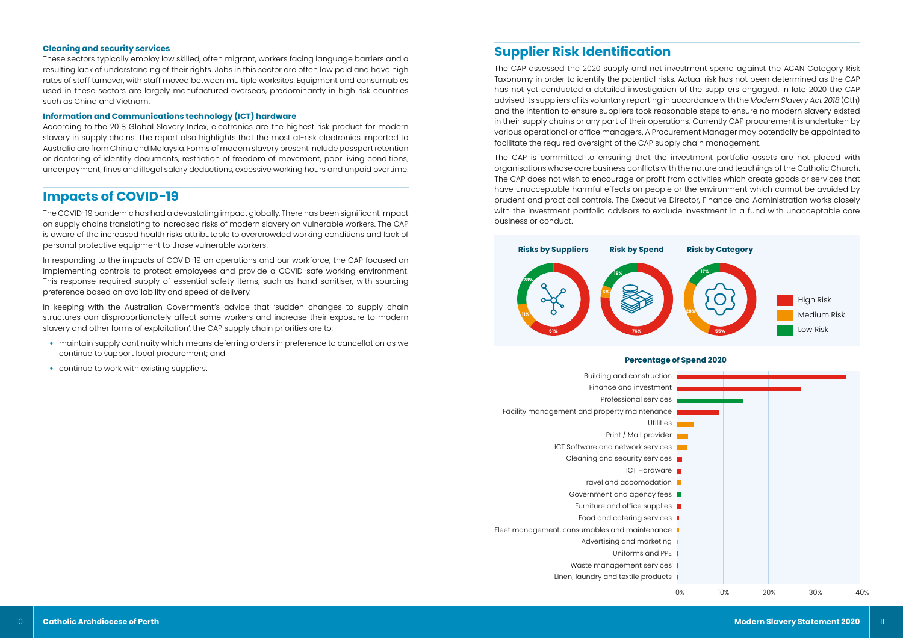### Cleaning and security services

These sectors typically employ low skilled, often migrant, workers facing language barriers and a resulting lack of understanding of their rights. Jobs in this sector are often low paid and have high rates of staff turnover, with staff moved between multiple worksites. Equipment and consumables used in these sectors are largely manufactured overseas, predominantly in high risk countries such as China and Vietnam.

### Information and Communications technology (ICT) hardware

According to the 2018 Global Slavery Index, electronics are the highest risk product for modern slavery in supply chains. The report also highlights that the most at-risk electronics imported to Australia are from China and Malaysia. Forms of modern slavery present include passport retention or doctoring of identity documents, restriction of freedom of movement, poor living conditions, underpayment, fines and illegal salary deductions, excessive working hours and unpaid overtime.

## Impacts of COVID-19

The COVID-19 pandemic has had a devastating impact globally. There has been significant impact on supply chains translating to increased risks of modern slavery on vulnerable workers. The CAP is aware of the increased health risks attributable to overcrowded working conditions and lack of personal protective equipment to those vulnerable workers.

In responding to the impacts of COVID-19 on operations and our workforce, the CAP focused on implementing controls to protect employees and provide a COVID-safe working environment. This response required supply of essential safety items, such as hand sanitiser, with sourcing preference based on availability and speed of delivery.

In keeping with the Australian Government's advice that 'sudden changes to supply chain structures can disproportionately affect some workers and increase their exposure to modern slavery and other forms of exploitation', the CAP supply chain priorities are to:

- maintain supply continuity which means deferring orders in preference to cancellation as we continue to support local procurement; and
- continue to work with existing suppliers.

## Supplier Risk Identification

The CAP assessed the 2020 supply and net investment spend against the ACAN Category Risk Taxonomy in order to identify the potential risks. Actual risk has not been determined as the CAP has not yet conducted a detailed investigation of the suppliers engaged. In late 2020 the CAP advised its suppliers of its voluntary reporting in accordance with the *Modern Slavery Act 2018* (Cth) and the intention to ensure suppliers took reasonable steps to ensure no modern slavery existed in their supply chains or any part of their operations. Currently CAP procurement is undertaken by various operational or office managers. A Procurement Manager may potentially be appointed to facilitate the required oversight of the CAP supply chain management.

The CAP is committed to ensuring that the investment portfolio assets are not placed with organisations whose core business conflicts with the nature and teachings of the Catholic Church. The CAP does not wish to encourage or profit from activities which create goods or services that have unacceptable harmful effects on people or the environment which cannot be avoided by prudent and practical controls. The Executive Director, Finance and Administration works closely with the investment portfolio advisors to exclude investment in a fund with unacceptable core business or conduct.

| | Risks by Suppliers | Risk by Spend | Risk by Category |
|---|---|---|---|
| High Risk | 61% | 76% | 55% |
| Medium Risk | 11% | 5% | 28% |
| Low Risk | 28% | 19% | 17% |

**Percentage of Spend 2020**

- Building and construction
- Finance and investment
- Professional services
- Facility management and property maintenance
- Utilities
- Print / Mail provider
- ICT Software and network services
- Cleaning and security services
- ICT Hardware
- Travel and accomodation
- Government and agency fees
- Furniture and office supplies
- Food and catering services
- Fleet management, consumables and maintenance
- Advertising and marketing
- Uniforms and PPE
- Waste management services
- Linen, laundry and textile products

0% 10% 20% 30% 40%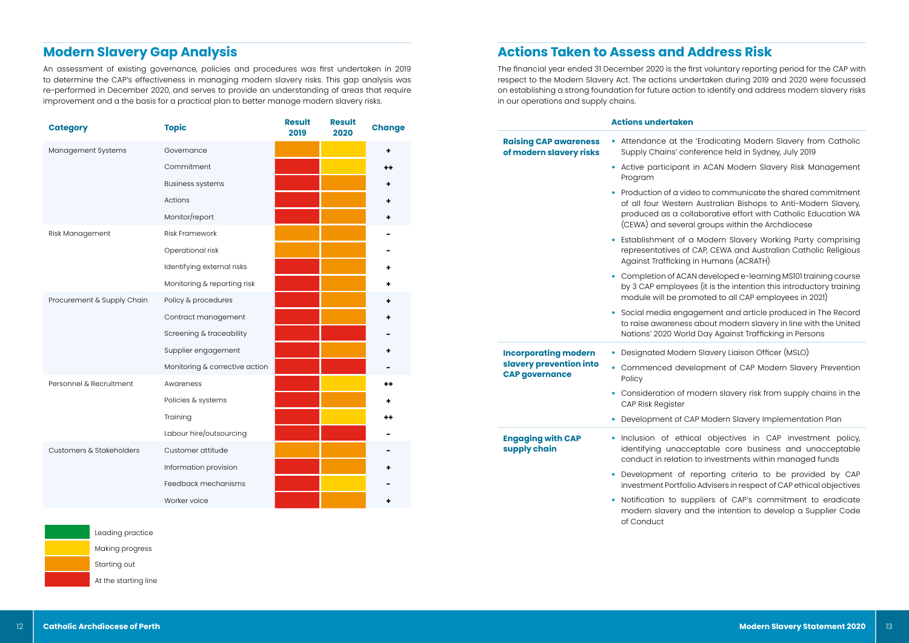## Modern Slavery Gap Analysis

An assessment of existing governance, policies and procedures was first undertaken in 2019 to determine the CAP's effectiveness in managing modern slavery risks. This gap analysis was re-performed in December 2020, and serves to provide an understanding of areas that require improvement and a the basis for a practical plan to better manage modern slavery risks.

| Category | Topic | Result 2019 | Result 2020 | Change |
|---|---|---|---|---|
| Management Systems | Governance | Starting out | Making progress | + |
| | Commitment | At the starting line | Making progress | ++ |
| | Business systems | At the starting line | Starting out | + |
| | Actions | At the starting line | Starting out | + |
| | Monitor/report | At the starting line | Starting out | + |
| Risk Management | Risk Framework | Starting out | Starting out | - |
| | Operational risk | Starting out | Starting out | - |
| | Identifying external risks | At the starting line | Starting out | + |
| | Monitoring & reporting risk | At the starting line | Starting out | + |
| Procurement & Supply Chain | Policy & procedures | At the starting line | Starting out | + |
| | Contract management | At the starting line | Starting out | + |
| | Screening & traceability | At the starting line | At the starting line | - |
| | Supplier engagement | At the starting line | Starting out | + |
| | Monitoring & corrective action | At the starting line | At the starting line | - |
| Personnel & Recruitment | Awareness | At the starting line | Making progress | ++ |
| | Policies & systems | At the starting line | Starting out | + |
| | Training | At the starting line | Making progress | ++ |
| | Labour hire/outsourcing | At the starting line | At the starting line | - |
| Customers & Stakeholders | Customer attitude | Starting out | Starting out | - |
| | Information provision | At the starting line | Starting out | + |
| | Feedback mechanisms | At the starting line | Making progress | - |
| | Worker voice | At the starting line | Starting out | + |

Legend:
- Leading practice
- Making progress
- Starting out
- At the starting line

## Actions Taken to Assess and Address Risk

The financial year ended 31 December 2020 is the first voluntary reporting period for the CAP with respect to the Modern Slavery Act. The actions undertaken during 2019 and 2020 were focussed on establishing a strong foundation for future action to identify and address modern slavery risks in our operations and supply chains.

| | Actions undertaken |
|---|---|
| **Raising CAP awareness of modern slavery risks** | • Attendance at the 'Eradicating Modern Slavery from Catholic Supply Chains' conference held in Sydney, July 2019<br>• Active participant in ACAN Modern Slavery Risk Management Program<br>• Production of a video to communicate the shared commitment of all four Western Australian Bishops to Anti-Modern Slavery, produced as a collaborative effort with Catholic Education WA (CEWA) and several groups within the Archdiocese<br>• Establishment of a Modern Slavery Working Party comprising representatives of CAP, CEWA and Australian Catholic Religious Against Trafficking in Humans (ACRATH)<br>• Completion of ACAN developed e-learning MS101 training course by 3 CAP employees (it is the intention this introductory training module will be promoted to all CAP employees in 2021)<br>• Social media engagement and article produced in The Record to raise awareness about modern slavery in line with the United Nations' 2020 World Day Against Trafficking in Persons |
| **Incorporating modern slavery prevention into CAP governance** | • Designated Modern Slavery Liaison Officer (MSLO)<br>• Commenced development of CAP Modern Slavery Prevention Policy<br>• Consideration of modern slavery risk from supply chains in the CAP Risk Register<br>• Development of CAP Modern Slavery Implementation Plan |
| **Engaging with CAP supply chain** | • Inclusion of ethical objectives in CAP investment policy, identifying unacceptable core business and unacceptable conduct in relation to investments within managed funds<br>• Development of reporting criteria to be provided by CAP investment Portfolio Advisers in respect of CAP ethical objectives<br>• Notification to suppliers of CAP's commitment to eradicate modern slavery and the intention to develop a Supplier Code of Conduct |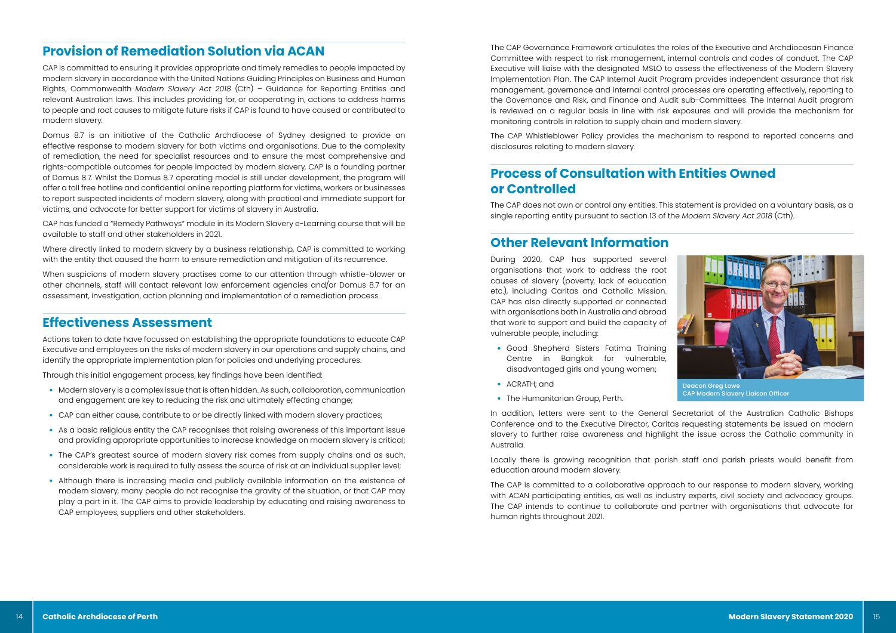## Provision of Remediation Solution via ACAN

CAP is committed to ensuring it provides appropriate and timely remedies to people impacted by modern slavery in accordance with the United Nations Guiding Principles on Business and Human Rights, Commonwealth *Modern Slavery Act 2018* (Cth) – Guidance for Reporting Entities and relevant Australian laws. This includes providing for, or cooperating in, actions to address harms to people and root causes to mitigate future risks if CAP is found to have caused or contributed to modern slavery.

Domus 8.7 is an initiative of the Catholic Archdiocese of Sydney designed to provide an effective response to modern slavery for both victims and organisations. Due to the complexity of remediation, the need for specialist resources and to ensure the most comprehensive and rights-compatible outcomes for people impacted by modern slavery, CAP is a founding partner of Domus 8.7. Whilst the Domus 8.7 operating model is still under development, the program will offer a toll free hotline and confidential online reporting platform for victims, workers or businesses to report suspected incidents of modern slavery, along with practical and immediate support for victims, and advocate for better support for victims of slavery in Australia.

CAP has funded a "Remedy Pathways" module in its Modern Slavery e-Learning course that will be available to staff and other stakeholders in 2021.

Where directly linked to modern slavery by a business relationship, CAP is committed to working with the entity that caused the harm to ensure remediation and mitigation of its recurrence.

When suspicions of modern slavery practises come to our attention through whistle-blower or other channels, staff will contact relevant law enforcement agencies and/or Domus 8.7 for an assessment, investigation, action planning and implementation of a remediation process.

## Effectiveness Assessment

Actions taken to date have focussed on establishing the appropriate foundations to educate CAP Executive and employees on the risks of modern slavery in our operations and supply chains, and identify the appropriate implementation plan for policies and underlying procedures.

Through this initial engagement process, key findings have been identified:

- Modern slavery is a complex issue that is often hidden. As such, collaboration, communication and engagement are key to reducing the risk and ultimately effecting change;
- CAP can either cause, contribute to or be directly linked with modern slavery practices;
- As a basic religious entity the CAP recognises that raising awareness of this important issue and providing appropriate opportunities to increase knowledge on modern slavery is critical;
- The CAP's greatest source of modern slavery risk comes from supply chains and as such, considerable work is required to fully assess the source of risk at an individual supplier level;
- Although there is increasing media and publicly available information on the existence of modern slavery, many people do not recognise the gravity of the situation, or that CAP may play a part in it. The CAP aims to provide leadership by educating and raising awareness to CAP employees, suppliers and other stakeholders.

The CAP Governance Framework articulates the roles of the Executive and Archdiocesan Finance Committee with respect to risk management, internal controls and codes of conduct. The CAP Executive will liaise with the designated MSLO to assess the effectiveness of the Modern Slavery Implementation Plan. The CAP Internal Audit Program provides independent assurance that risk management, governance and internal control processes are operating effectively, reporting to the Governance and Risk, and Finance and Audit sub-Committees. The Internal Audit program is reviewed on a regular basis in line with risk exposures and will provide the mechanism for monitoring controls in relation to supply chain and modern slavery.

The CAP Whistleblower Policy provides the mechanism to respond to reported concerns and disclosures relating to modern slavery.

## Process of Consultation with Entities Owned or Controlled

The CAP does not own or control any entities. This statement is provided on a voluntary basis, as a single reporting entity pursuant to section 13 of the *Modern Slavery Act 2018* (Cth).

## Other Relevant Information

During 2020, CAP has supported several organisations that work to address the root causes of slavery (poverty, lack of education etc.), including Caritas and Catholic Mission. CAP has also directly supported or connected with organisations both in Australia and abroad that work to support and build the capacity of vulnerable people, including:

- Good Shepherd Sisters Fatima Training Centre in Bangkok for vulnerable, disadvantaged girls and young women;
- ACRATH; and
- The Humanitarian Group, Perth.

Deacon Greg Lowe
CAP Modern Slavery Liaison Officer

In addition, letters were sent to the General Secretariat of the Australian Catholic Bishops Conference and to the Executive Director, Caritas requesting statements be issued on modern slavery to further raise awareness and highlight the issue across the Catholic community in Australia.

Locally there is growing recognition that parish staff and parish priests would benefit from education around modern slavery.

The CAP is committed to a collaborative approach to our response to modern slavery, working with ACAN participating entities, as well as industry experts, civil society and advocacy groups. The CAP intends to continue to collaborate and partner with organisations that advocate for human rights throughout 2021.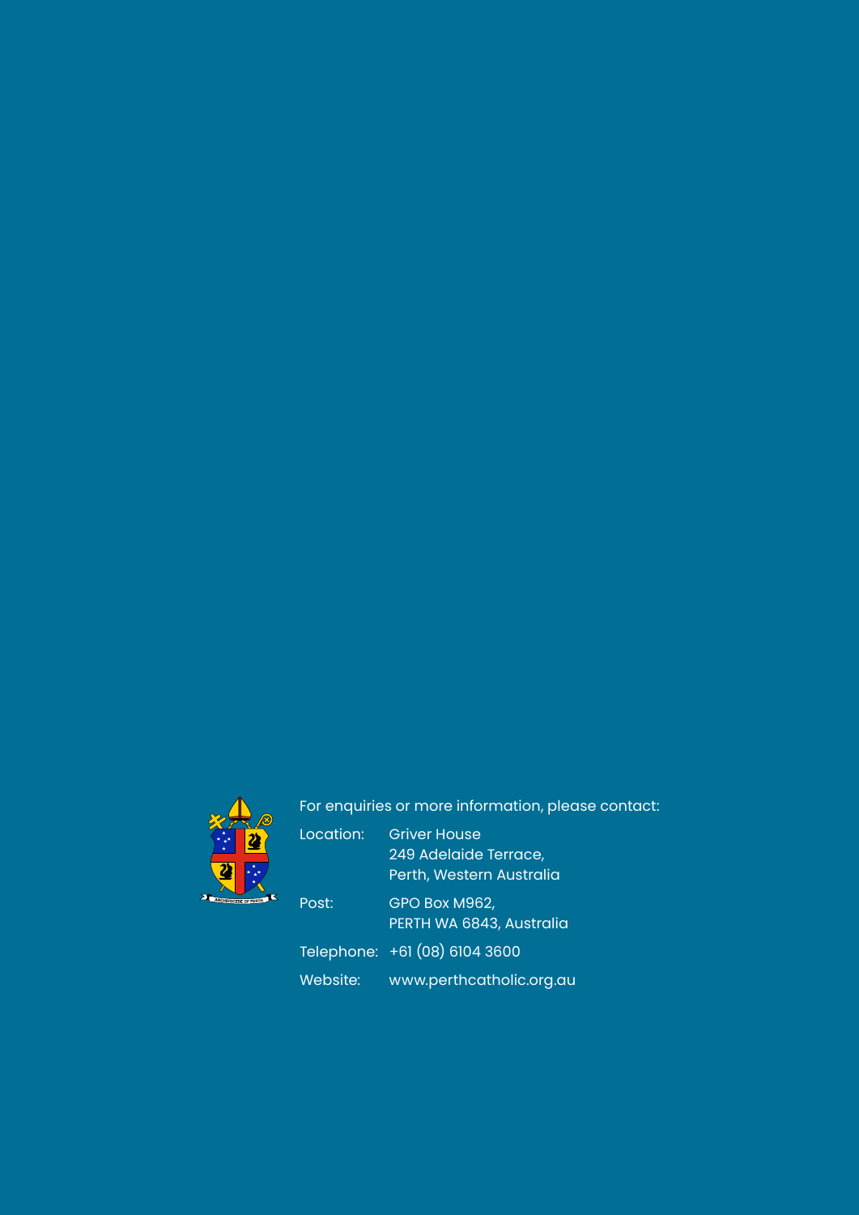For enquiries or more information, please contact:

| | |
|---|---|
| Location: | Griver House<br>249 Adelaide Terrace,<br>Perth, Western Australia |
| Post: | GPO Box M962,<br>PERTH WA 6843, Australia |
| Telephone: | +61 (08) 6104 3600 |
| Website: | www.perthcatholic.org.au |